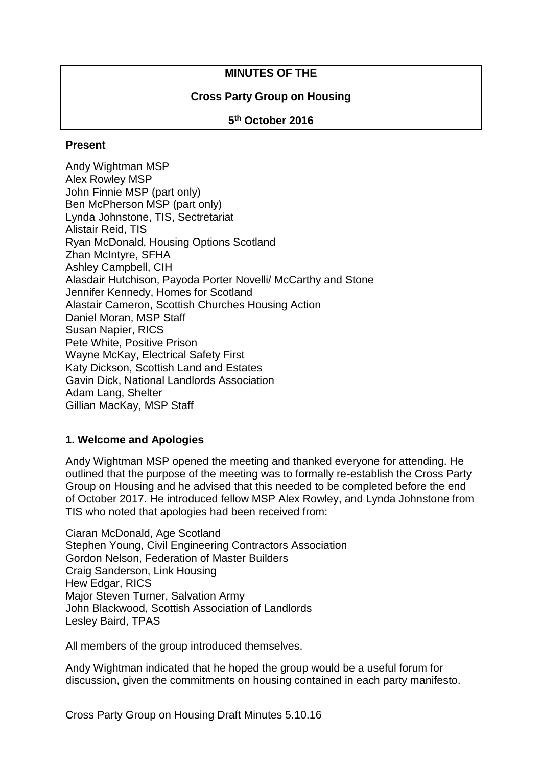# MINUTES OF THE

## Cross Party Group on Housing

### 5th October 2016

**Present**

Andy Wightman MSP
Alex Rowley MSP
John Finnie MSP (part only)
Ben McPherson MSP (part only)
Lynda Johnstone, TIS, Sectretariat
Alistair Reid, TIS
Ryan McDonald, Housing Options Scotland
Zhan McIntyre, SFHA
Ashley Campbell, CIH
Alasdair Hutchison, Payoda Porter Novelli/ McCarthy and Stone
Jennifer Kennedy, Homes for Scotland
Alastair Cameron, Scottish Churches Housing Action
Daniel Moran, MSP Staff
Susan Napier, RICS
Pete White, Positive Prison
Wayne McKay, Electrical Safety First
Katy Dickson, Scottish Land and Estates
Gavin Dick, National Landlords Association
Adam Lang, Shelter
Gillian MacKay, MSP Staff

**1. Welcome and Apologies**

Andy Wightman MSP opened the meeting and thanked everyone for attending. He outlined that the purpose of the meeting was to formally re-establish the Cross Party Group on Housing and he advised that this needed to be completed before the end of October 2017. He introduced fellow MSP Alex Rowley, and Lynda Johnstone from TIS who noted that apologies had been received from:

Ciaran McDonald, Age Scotland
Stephen Young, Civil Engineering Contractors Association
Gordon Nelson, Federation of Master Builders
Craig Sanderson, Link Housing
Hew Edgar, RICS
Major Steven Turner, Salvation Army
John Blackwood, Scottish Association of Landlords
Lesley Baird, TPAS

All members of the group introduced themselves.

Andy Wightman indicated that he hoped the group would be a useful forum for discussion, given the commitments on housing contained in each party manifesto.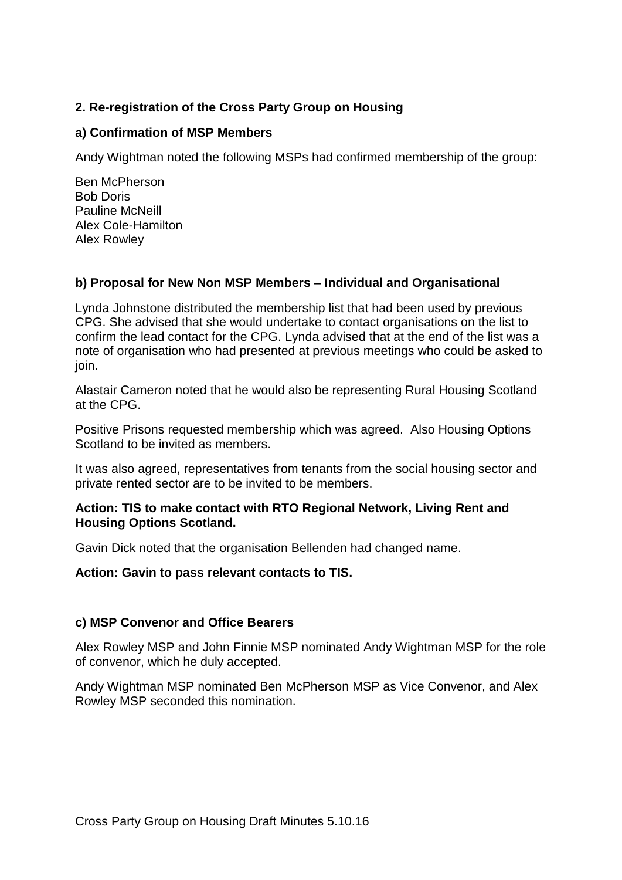## 2. Re-registration of the Cross Party Group on Housing

### a) Confirmation of MSP Members

Andy Wightman noted the following MSPs had confirmed membership of the group:

Ben McPherson
Bob Doris
Pauline McNeill
Alex Cole-Hamilton
Alex Rowley

### b) Proposal for New Non MSP Members – Individual and Organisational

Lynda Johnstone distributed the membership list that had been used by previous CPG. She advised that she would undertake to contact organisations on the list to confirm the lead contact for the CPG. Lynda advised that at the end of the list was a note of organisation who had presented at previous meetings who could be asked to join.

Alastair Cameron noted that he would also be representing Rural Housing Scotland at the CPG.

Positive Prisons requested membership which was agreed. Also Housing Options Scotland to be invited as members.

It was also agreed, representatives from tenants from the social housing sector and private rented sector are to be invited to be members.

**Action: TIS to make contact with RTO Regional Network, Living Rent and Housing Options Scotland.**

Gavin Dick noted that the organisation Bellenden had changed name.

**Action: Gavin to pass relevant contacts to TIS.**

### c) MSP Convenor and Office Bearers

Alex Rowley MSP and John Finnie MSP nominated Andy Wightman MSP for the role of convenor, which he duly accepted.

Andy Wightman MSP nominated Ben McPherson MSP as Vice Convenor, and Alex Rowley MSP seconded this nomination.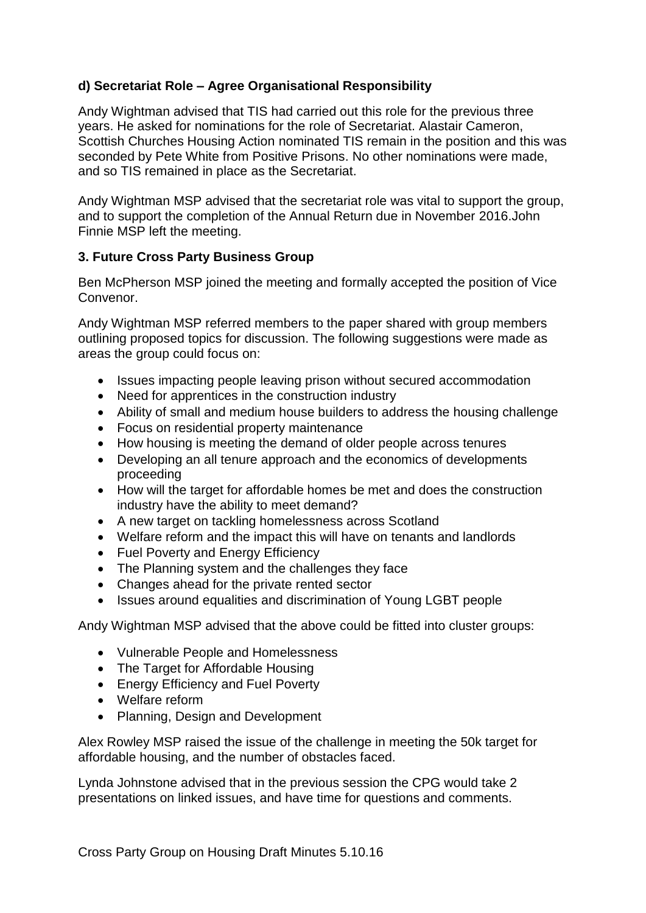**d) Secretariat Role – Agree Organisational Responsibility**

Andy Wightman advised that TIS had carried out this role for the previous three years. He asked for nominations for the role of Secretariat. Alastair Cameron, Scottish Churches Housing Action nominated TIS remain in the position and this was seconded by Pete White from Positive Prisons. No other nominations were made, and so TIS remained in place as the Secretariat.

Andy Wightman MSP advised that the secretariat role was vital to support the group, and to support the completion of the Annual Return due in November 2016.John Finnie MSP left the meeting.

**3. Future Cross Party Business Group**

Ben McPherson MSP joined the meeting and formally accepted the position of Vice Convenor.

Andy Wightman MSP referred members to the paper shared with group members outlining proposed topics for discussion. The following suggestions were made as areas the group could focus on:

- Issues impacting people leaving prison without secured accommodation
- Need for apprentices in the construction industry
- Ability of small and medium house builders to address the housing challenge
- Focus on residential property maintenance
- How housing is meeting the demand of older people across tenures
- Developing an all tenure approach and the economics of developments proceeding
- How will the target for affordable homes be met and does the construction industry have the ability to meet demand?
- A new target on tackling homelessness across Scotland
- Welfare reform and the impact this will have on tenants and landlords
- Fuel Poverty and Energy Efficiency
- The Planning system and the challenges they face
- Changes ahead for the private rented sector
- Issues around equalities and discrimination of Young LGBT people

Andy Wightman MSP advised that the above could be fitted into cluster groups:

- Vulnerable People and Homelessness
- The Target for Affordable Housing
- Energy Efficiency and Fuel Poverty
- Welfare reform
- Planning, Design and Development

Alex Rowley MSP raised the issue of the challenge in meeting the 50k target for affordable housing, and the number of obstacles faced.

Lynda Johnstone advised that in the previous session the CPG would take 2 presentations on linked issues, and have time for questions and comments.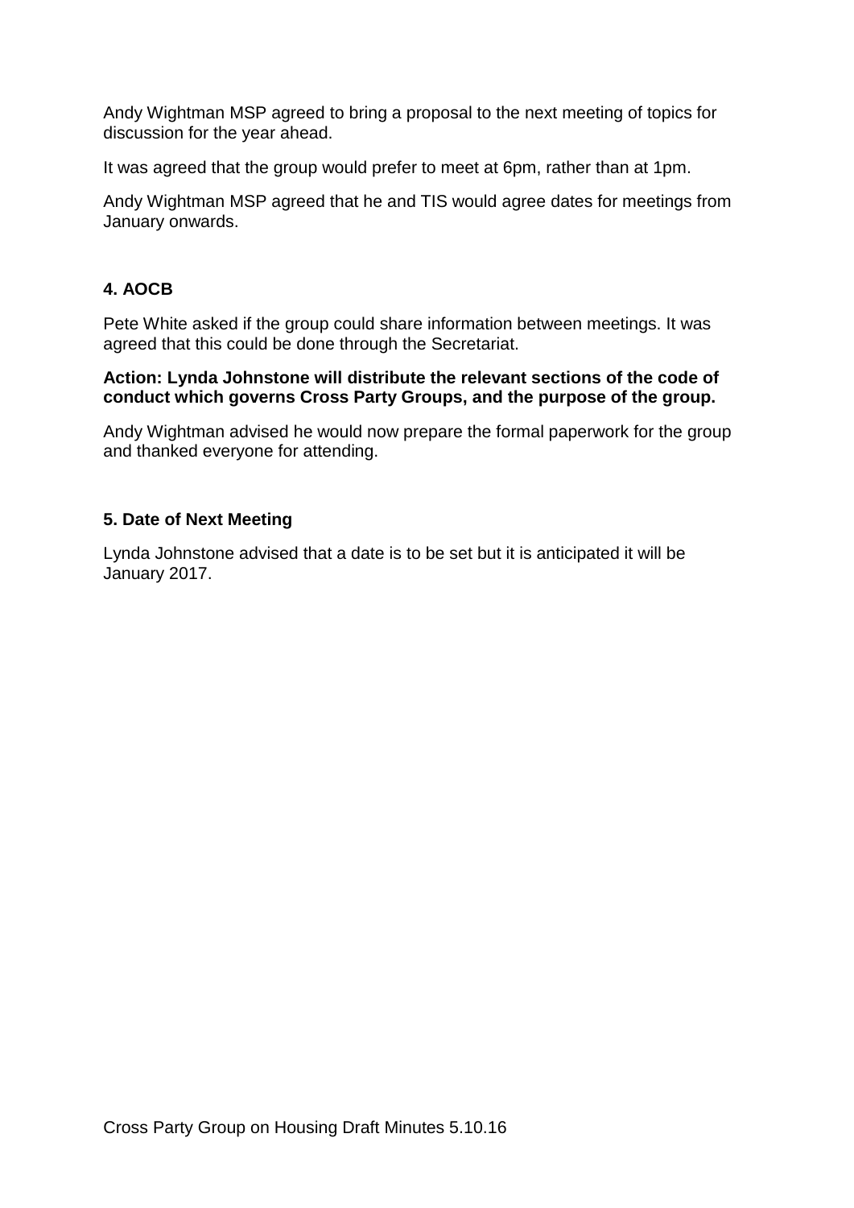Andy Wightman MSP agreed to bring a proposal to the next meeting of topics for discussion for the year ahead.

It was agreed that the group would prefer to meet at 6pm, rather than at 1pm.

Andy Wightman MSP agreed that he and TIS would agree dates for meetings from January onwards.

### 4. AOCB

Pete White asked if the group could share information between meetings. It was agreed that this could be done through the Secretariat.

**Action: Lynda Johnstone will distribute the relevant sections of the code of conduct which governs Cross Party Groups, and the purpose of the group.**

Andy Wightman advised he would now prepare the formal paperwork for the group and thanked everyone for attending.

### 5. Date of Next Meeting

Lynda Johnstone advised that a date is to be set but it is anticipated it will be January 2017.